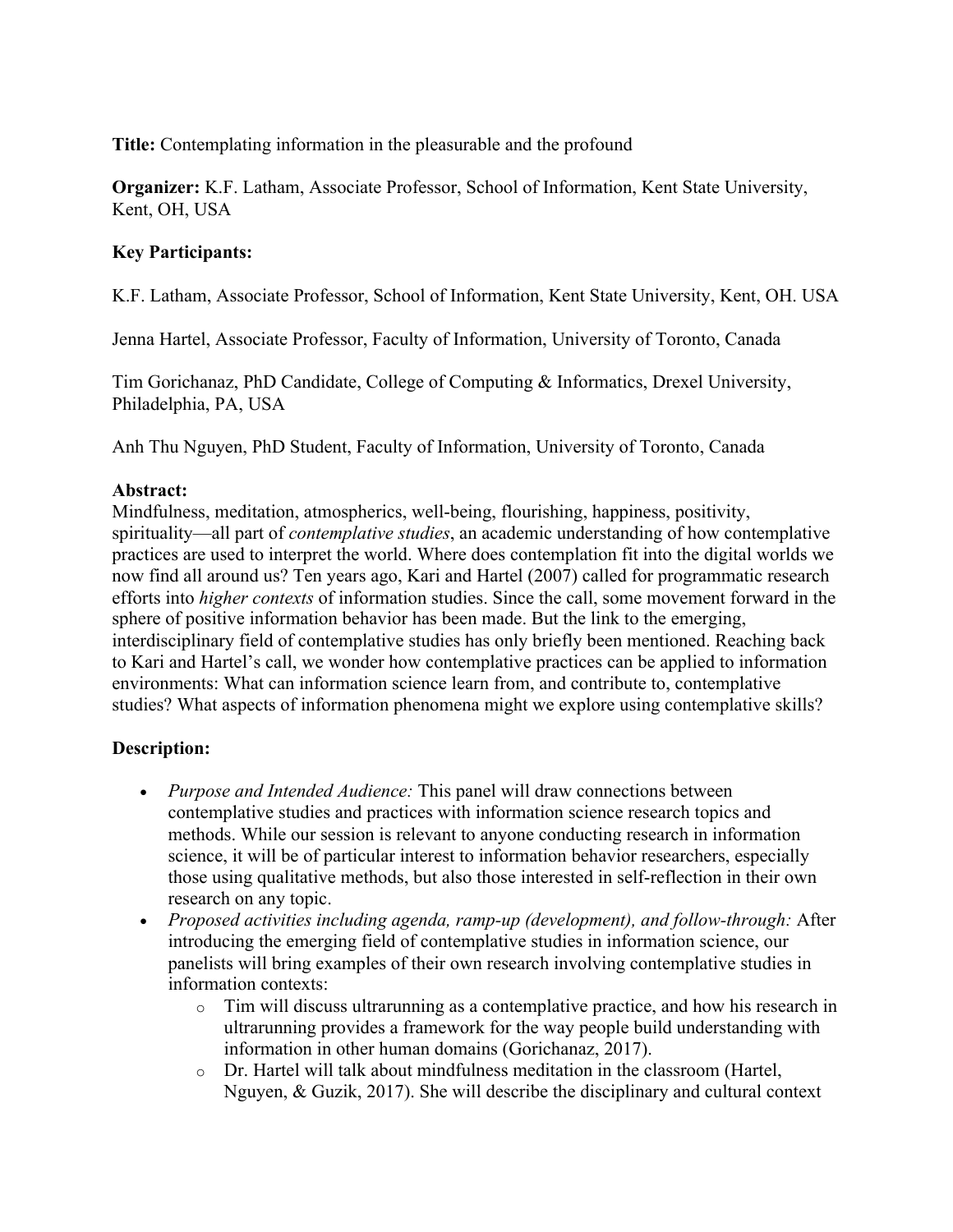**Title:** Contemplating information in the pleasurable and the profound

**Organizer:** K.F. Latham, Associate Professor, School of Information, Kent State University, Kent, OH, USA

**Key Participants:**

K.F. Latham, Associate Professor, School of Information, Kent State University, Kent, OH. USA

Jenna Hartel, Associate Professor, Faculty of Information, University of Toronto, Canada

Tim Gorichanaz, PhD Candidate, College of Computing & Informatics, Drexel University, Philadelphia, PA, USA

Anh Thu Nguyen, PhD Student, Faculty of Information, University of Toronto, Canada

**Abstract:**

Mindfulness, meditation, atmospherics, well-being, flourishing, happiness, positivity, spirituality—all part of *contemplative studies*, an academic understanding of how contemplative practices are used to interpret the world. Where does contemplation fit into the digital worlds we now find all around us? Ten years ago, Kari and Hartel (2007) called for programmatic research efforts into *higher contexts* of information studies. Since the call, some movement forward in the sphere of positive information behavior has been made. But the link to the emerging, interdisciplinary field of contemplative studies has only briefly been mentioned. Reaching back to Kari and Hartel's call, we wonder how contemplative practices can be applied to information environments: What can information science learn from, and contribute to, contemplative studies? What aspects of information phenomena might we explore using contemplative skills?

**Description:**

- *Purpose and Intended Audience:* This panel will draw connections between contemplative studies and practices with information science research topics and methods. While our session is relevant to anyone conducting research in information science, it will be of particular interest to information behavior researchers, especially those using qualitative methods, but also those interested in self-reflection in their own research on any topic.
- *Proposed activities including agenda, ramp-up (development), and follow-through:* After introducing the emerging field of contemplative studies in information science, our panelists will bring examples of their own research involving contemplative studies in information contexts:
  - Tim will discuss ultrarunning as a contemplative practice, and how his research in ultrarunning provides a framework for the way people build understanding with information in other human domains (Gorichanaz, 2017).
  - Dr. Hartel will talk about mindfulness meditation in the classroom (Hartel, Nguyen, & Guzik, 2017). She will describe the disciplinary and cultural context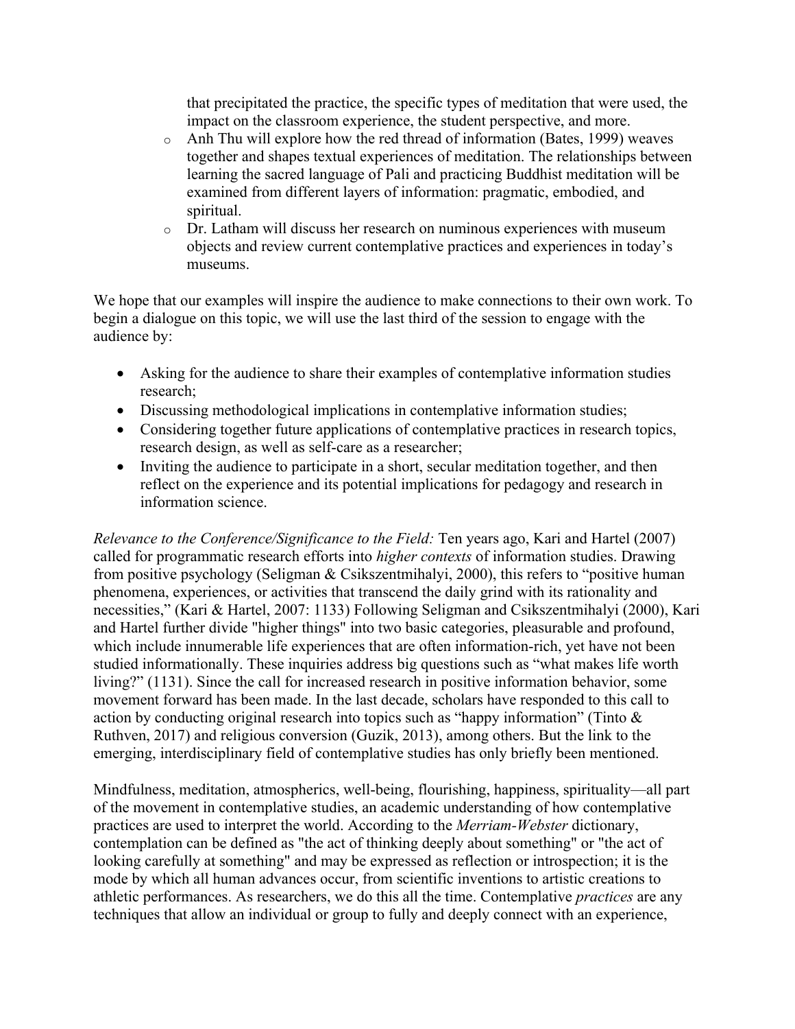that precipitated the practice, the specific types of meditation that were used, the impact on the classroom experience, the student perspective, and more.

- Anh Thu will explore how the red thread of information (Bates, 1999) weaves together and shapes textual experiences of meditation. The relationships between learning the sacred language of Pali and practicing Buddhist meditation will be examined from different layers of information: pragmatic, embodied, and spiritual.
- Dr. Latham will discuss her research on numinous experiences with museum objects and review current contemplative practices and experiences in today's museums.

We hope that our examples will inspire the audience to make connections to their own work. To begin a dialogue on this topic, we will use the last third of the session to engage with the audience by:

- Asking for the audience to share their examples of contemplative information studies research;
- Discussing methodological implications in contemplative information studies;
- Considering together future applications of contemplative practices in research topics, research design, as well as self-care as a researcher;
- Inviting the audience to participate in a short, secular meditation together, and then reflect on the experience and its potential implications for pedagogy and research in information science.

*Relevance to the Conference/Significance to the Field:* Ten years ago, Kari and Hartel (2007) called for programmatic research efforts into *higher contexts* of information studies. Drawing from positive psychology (Seligman & Csikszentmihalyi, 2000), this refers to "positive human phenomena, experiences, or activities that transcend the daily grind with its rationality and necessities," (Kari & Hartel, 2007: 1133) Following Seligman and Csikszentmihalyi (2000), Kari and Hartel further divide "higher things" into two basic categories, pleasurable and profound, which include innumerable life experiences that are often information-rich, yet have not been studied informationally. These inquiries address big questions such as "what makes life worth living?" (1131). Since the call for increased research in positive information behavior, some movement forward has been made. In the last decade, scholars have responded to this call to action by conducting original research into topics such as "happy information" (Tinto & Ruthven, 2017) and religious conversion (Guzik, 2013), among others. But the link to the emerging, interdisciplinary field of contemplative studies has only briefly been mentioned.

Mindfulness, meditation, atmospherics, well-being, flourishing, happiness, spirituality—all part of the movement in contemplative studies, an academic understanding of how contemplative practices are used to interpret the world. According to the *Merriam-Webster* dictionary, contemplation can be defined as "the act of thinking deeply about something" or "the act of looking carefully at something" and may be expressed as reflection or introspection; it is the mode by which all human advances occur, from scientific inventions to artistic creations to athletic performances. As researchers, we do this all the time. Contemplative *practices* are any techniques that allow an individual or group to fully and deeply connect with an experience,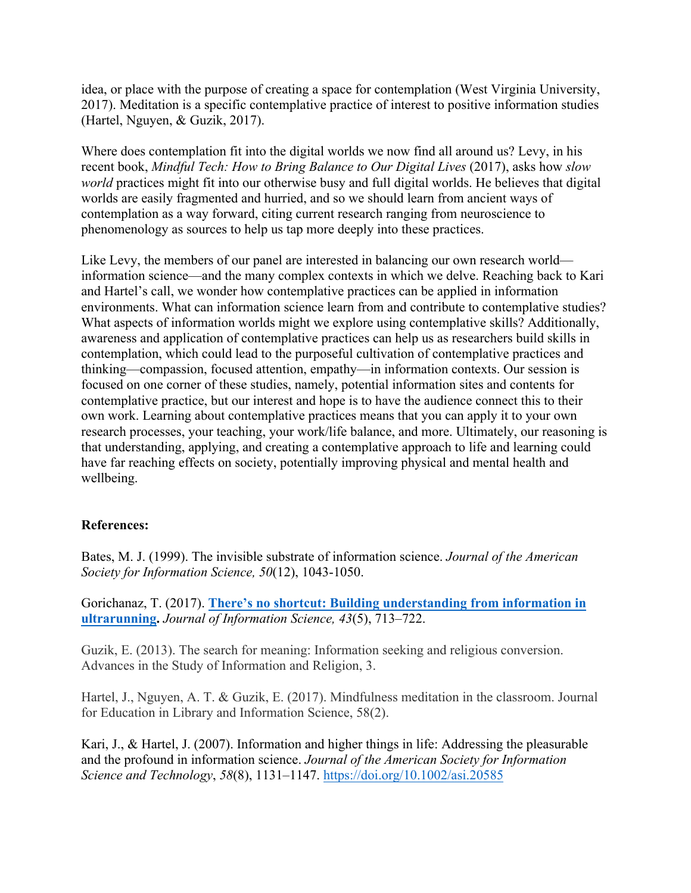idea, or place with the purpose of creating a space for contemplation (West Virginia University, 2017). Meditation is a specific contemplative practice of interest to positive information studies (Hartel, Nguyen, & Guzik, 2017).

Where does contemplation fit into the digital worlds we now find all around us? Levy, in his recent book, *Mindful Tech: How to Bring Balance to Our Digital Lives* (2017), asks how *slow world* practices might fit into our otherwise busy and full digital worlds. He believes that digital worlds are easily fragmented and hurried, and so we should learn from ancient ways of contemplation as a way forward, citing current research ranging from neuroscience to phenomenology as sources to help us tap more deeply into these practices.

Like Levy, the members of our panel are interested in balancing our own research world—information science—and the many complex contexts in which we delve. Reaching back to Kari and Hartel's call, we wonder how contemplative practices can be applied in information environments. What can information science learn from and contribute to contemplative studies? What aspects of information worlds might we explore using contemplative skills? Additionally, awareness and application of contemplative practices can help us as researchers build skills in contemplation, which could lead to the purposeful cultivation of contemplative practices and thinking—compassion, focused attention, empathy—in information contexts. Our session is focused on one corner of these studies, namely, potential information sites and contents for contemplative practice, but our interest and hope is to have the audience connect this to their own work. Learning about contemplative practices means that you can apply it to your own research processes, your teaching, your work/life balance, and more. Ultimately, our reasoning is that understanding, applying, and creating a contemplative approach to life and learning could have far reaching effects on society, potentially improving physical and mental health and wellbeing.

**References:**

Bates, M. J. (1999). The invisible substrate of information science. *Journal of the American Society for Information Science, 50*(12), 1043-1050.

Gorichanaz, T. (2017). **There's no shortcut: Building understanding from information in ultrarunning.** *Journal of Information Science, 43*(5), 713–722.

Guzik, E. (2013). The search for meaning: Information seeking and religious conversion. Advances in the Study of Information and Religion, 3.

Hartel, J., Nguyen, A. T. & Guzik, E. (2017). Mindfulness meditation in the classroom. Journal for Education in Library and Information Science, 58(2).

Kari, J., & Hartel, J. (2007). Information and higher things in life: Addressing the pleasurable and the profound in information science. *Journal of the American Society for Information Science and Technology*, *58*(8), 1131–1147. https://doi.org/10.1002/asi.20585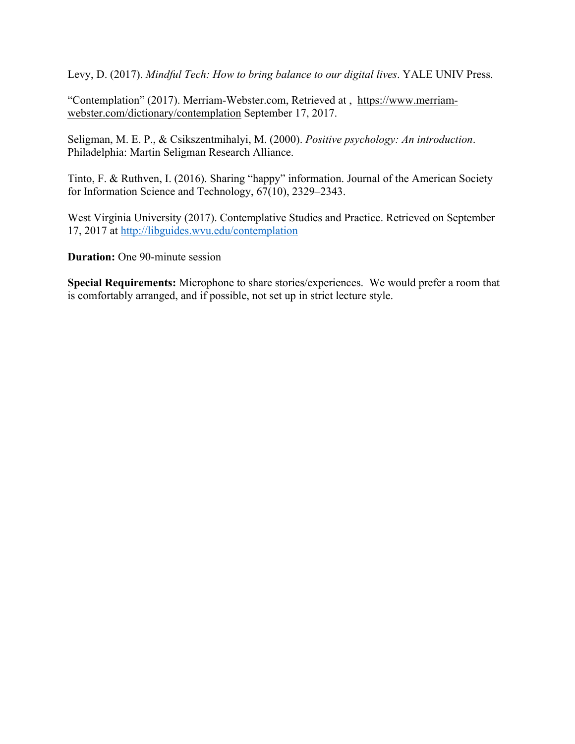Levy, D. (2017). *Mindful Tech: How to bring balance to our digital lives*. YALE UNIV Press.

"Contemplation" (2017). Merriam-Webster.com, Retrieved at , https://www.merriam-webster.com/dictionary/contemplation September 17, 2017.

Seligman, M. E. P., & Csikszentmihalyi, M. (2000). *Positive psychology: An introduction*. Philadelphia: Martin Seligman Research Alliance.

Tinto, F. & Ruthven, I. (2016). Sharing "happy" information. Journal of the American Society for Information Science and Technology, 67(10), 2329–2343.

West Virginia University (2017). Contemplative Studies and Practice. Retrieved on September 17, 2017 at http://libguides.wvu.edu/contemplation

**Duration:** One 90-minute session

**Special Requirements:** Microphone to share stories/experiences. We would prefer a room that is comfortably arranged, and if possible, not set up in strict lecture style.